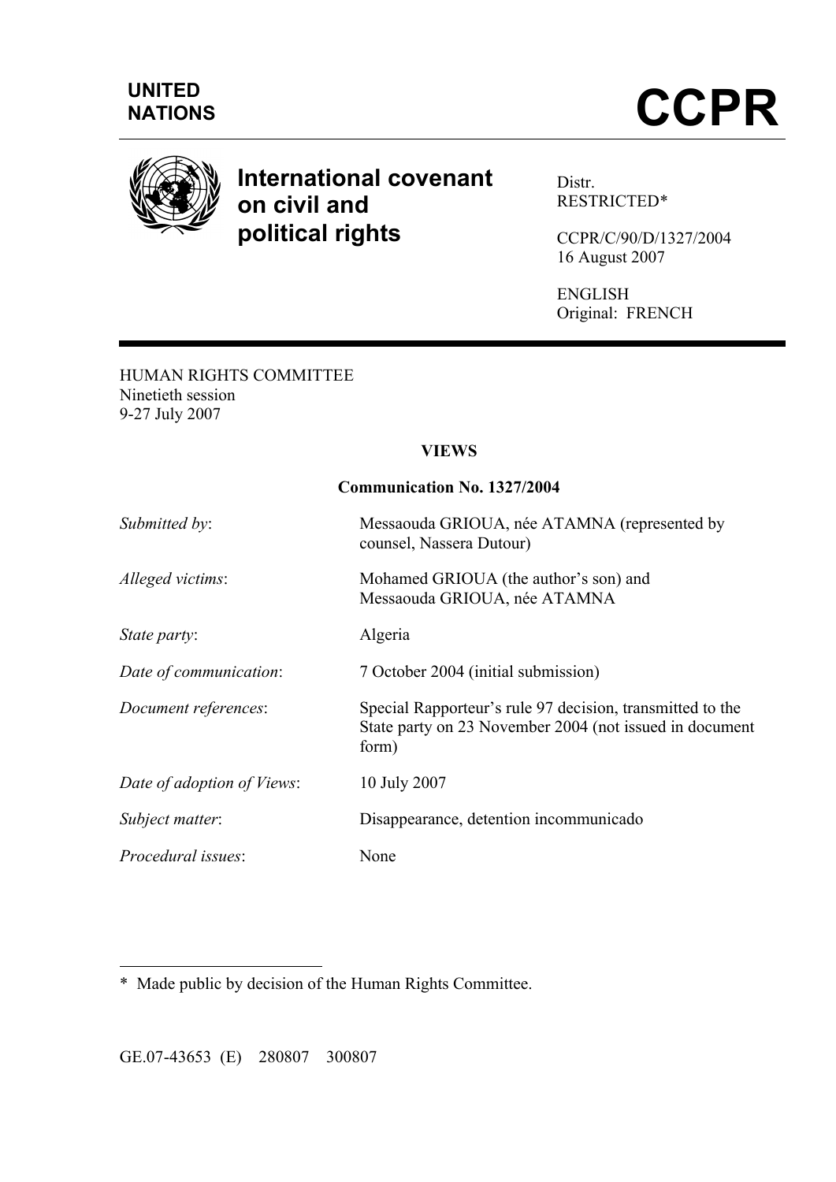UNITED NATIONS

# CCPR

**International covenant on civil and political rights**

Distr.
RESTRICTED*

CCPR/C/90/D/1327/2004
16 August 2007

ENGLISH
Original: FRENCH

HUMAN RIGHTS COMMITTEE
Ninetieth session
9-27 July 2007

## VIEWS

### Communication No. 1327/2004

| | |
|---|---|
| *Submitted by*: | Messaouda GRIOUA, née ATAMNA (represented by counsel, Nassera Dutour) |
| *Alleged victims*: | Mohamed GRIOUA (the author's son) and Messaouda GRIOUA, née ATAMNA |
| *State party*: | Algeria |
| *Date of communication*: | 7 October 2004 (initial submission) |
| *Document references*: | Special Rapporteur's rule 97 decision, transmitted to the State party on 23 November 2004 (not issued in document form) |
| *Date of adoption of Views*: | 10 July 2007 |
| *Subject matter*: | Disappearance, detention incommunicado |
| *Procedural issues*: | None |

\* Made public by decision of the Human Rights Committee.

GE.07-43653 (E) 280807 300807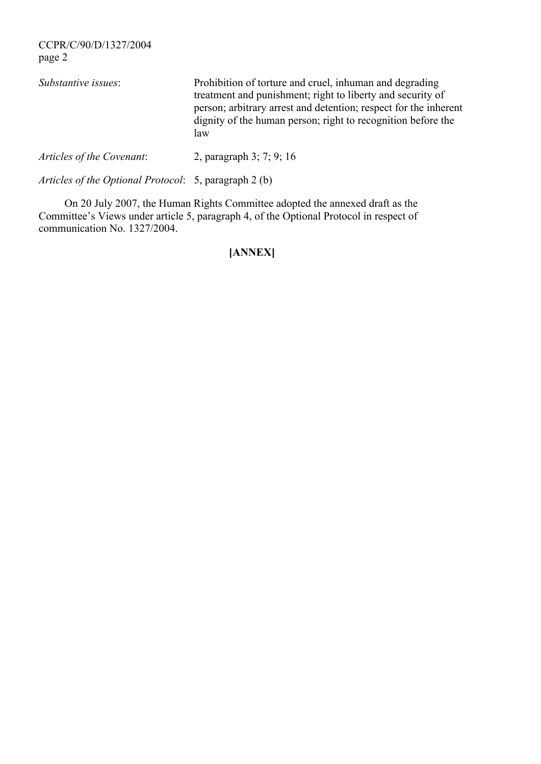*Substantive issues*: Prohibition of torture and cruel, inhuman and degrading treatment and punishment; right to liberty and security of person; arbitrary arrest and detention; respect for the inherent dignity of the human person; right to recognition before the law

*Articles of the Covenant*: 2, paragraph 3; 7; 9; 16

*Articles of the Optional Protocol*: 5, paragraph 2 (b)

On 20 July 2007, the Human Rights Committee adopted the annexed draft as the Committee's Views under article 5, paragraph 4, of the Optional Protocol in respect of communication No. 1327/2004.

**[ANNEX]**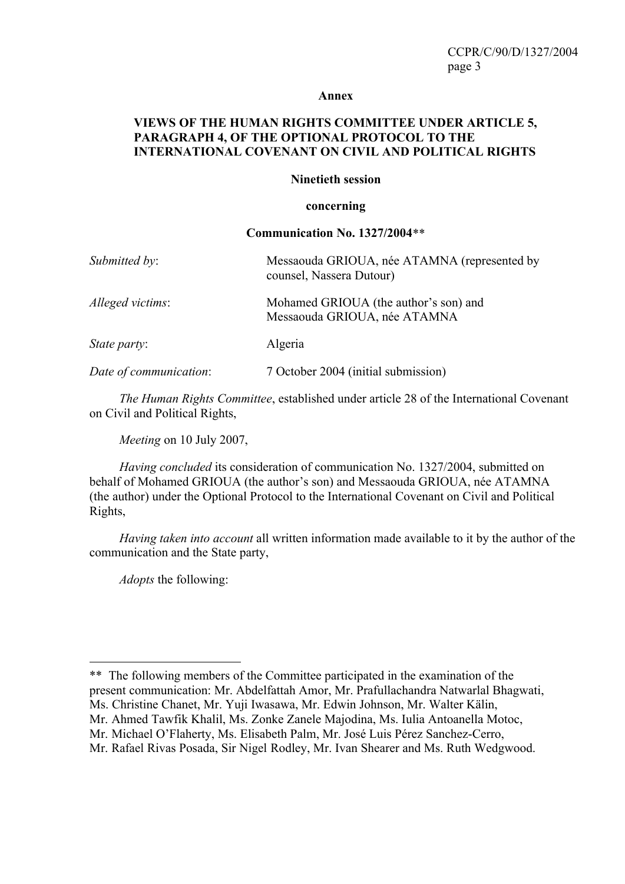**Annex**

**VIEWS OF THE HUMAN RIGHTS COMMITTEE UNDER ARTICLE 5, PARAGRAPH 4, OF THE OPTIONAL PROTOCOL TO THE INTERNATIONAL COVENANT ON CIVIL AND POLITICAL RIGHTS**

**Ninetieth session**

**concerning**

**Communication No. 1327/2004**\*\*

| | |
|---|---|
| *Submitted by*: | Messaouda GRIOUA, née ATAMNA (represented by counsel, Nassera Dutour) |
| *Alleged victims*: | Mohamed GRIOUA (the author's son) and Messaouda GRIOUA, née ATAMNA |
| *State party*: | Algeria |
| *Date of communication*: | 7 October 2004 (initial submission) |

*The Human Rights Committee*, established under article 28 of the International Covenant on Civil and Political Rights,

*Meeting* on 10 July 2007,

*Having concluded* its consideration of communication No. 1327/2004, submitted on behalf of Mohamed GRIOUA (the author's son) and Messaouda GRIOUA, née ATAMNA (the author) under the Optional Protocol to the International Covenant on Civil and Political Rights,

*Having taken into account* all written information made available to it by the author of the communication and the State party,

*Adopts* the following:

---

\*\* The following members of the Committee participated in the examination of the present communication: Mr. Abdelfattah Amor, Mr. Prafullachandra Natwarlal Bhagwati, Ms. Christine Chanet, Mr. Yuji Iwasawa, Mr. Edwin Johnson, Mr. Walter Kälin, Mr. Ahmed Tawfik Khalil, Ms. Zonke Zanele Majodina, Ms. Iulia Antoanella Motoc, Mr. Michael O'Flaherty, Ms. Elisabeth Palm, Mr. José Luis Pérez Sanchez-Cerro, Mr. Rafael Rivas Posada, Sir Nigel Rodley, Mr. Ivan Shearer and Ms. Ruth Wedgwood.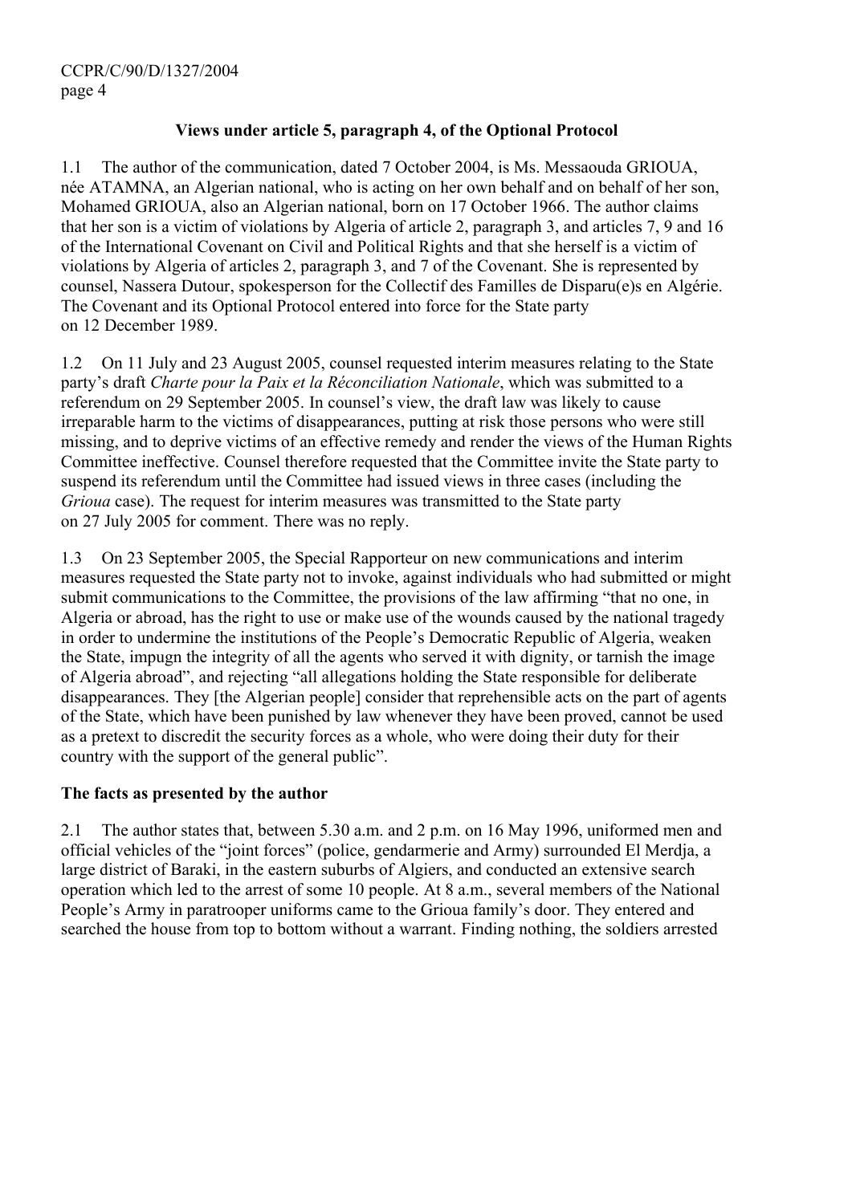### Views under article 5, paragraph 4, of the Optional Protocol

1.1 The author of the communication, dated 7 October 2004, is Ms. Messaouda GRIOUA, née ATAMNA, an Algerian national, who is acting on her own behalf and on behalf of her son, Mohamed GRIOUA, also an Algerian national, born on 17 October 1966. The author claims that her son is a victim of violations by Algeria of article 2, paragraph 3, and articles 7, 9 and 16 of the International Covenant on Civil and Political Rights and that she herself is a victim of violations by Algeria of articles 2, paragraph 3, and 7 of the Covenant. She is represented by counsel, Nassera Dutour, spokesperson for the Collectif des Familles de Disparu(e)s en Algérie. The Covenant and its Optional Protocol entered into force for the State party on 12 December 1989.

1.2 On 11 July and 23 August 2005, counsel requested interim measures relating to the State party's draft *Charte pour la Paix et la Réconciliation Nationale*, which was submitted to a referendum on 29 September 2005. In counsel's view, the draft law was likely to cause irreparable harm to the victims of disappearances, putting at risk those persons who were still missing, and to deprive victims of an effective remedy and render the views of the Human Rights Committee ineffective. Counsel therefore requested that the Committee invite the State party to suspend its referendum until the Committee had issued views in three cases (including the *Grioua* case). The request for interim measures was transmitted to the State party on 27 July 2005 for comment. There was no reply.

1.3 On 23 September 2005, the Special Rapporteur on new communications and interim measures requested the State party not to invoke, against individuals who had submitted or might submit communications to the Committee, the provisions of the law affirming "that no one, in Algeria or abroad, has the right to use or make use of the wounds caused by the national tragedy in order to undermine the institutions of the People's Democratic Republic of Algeria, weaken the State, impugn the integrity of all the agents who served it with dignity, or tarnish the image of Algeria abroad", and rejecting "all allegations holding the State responsible for deliberate disappearances. They [the Algerian people] consider that reprehensible acts on the part of agents of the State, which have been punished by law whenever they have been proved, cannot be used as a pretext to discredit the security forces as a whole, who were doing their duty for their country with the support of the general public".

### The facts as presented by the author

2.1 The author states that, between 5.30 a.m. and 2 p.m. on 16 May 1996, uniformed men and official vehicles of the "joint forces" (police, gendarmerie and Army) surrounded El Merdja, a large district of Baraki, in the eastern suburbs of Algiers, and conducted an extensive search operation which led to the arrest of some 10 people. At 8 a.m., several members of the National People's Army in paratrooper uniforms came to the Grioua family's door. They entered and searched the house from top to bottom without a warrant. Finding nothing, the soldiers arrested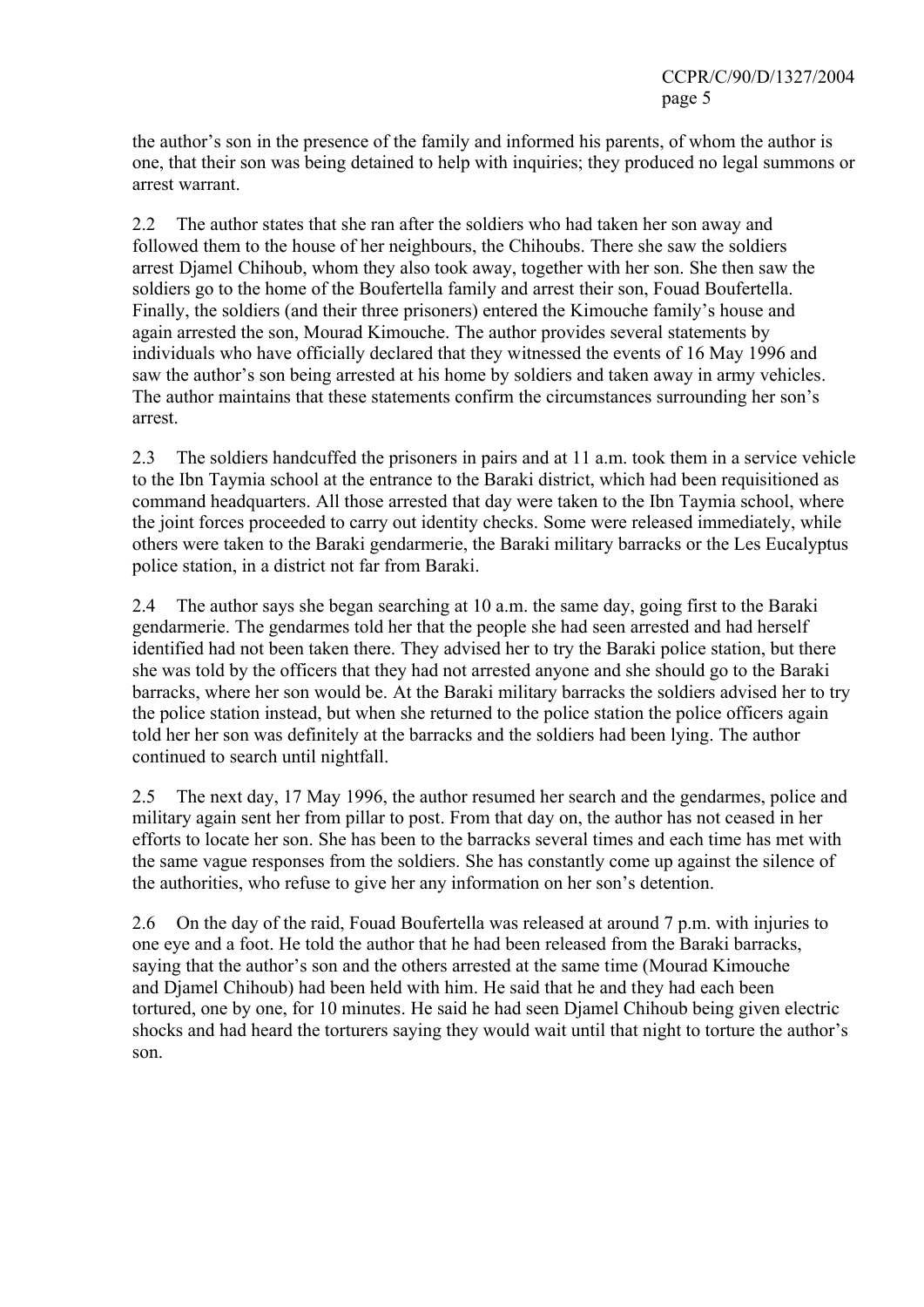the author's son in the presence of the family and informed his parents, of whom the author is one, that their son was being detained to help with inquiries; they produced no legal summons or arrest warrant.

2.2 The author states that she ran after the soldiers who had taken her son away and followed them to the house of her neighbours, the Chihoubs. There she saw the soldiers arrest Djamel Chihoub, whom they also took away, together with her son. She then saw the soldiers go to the home of the Boufertella family and arrest their son, Fouad Boufertella. Finally, the soldiers (and their three prisoners) entered the Kimouche family's house and again arrested the son, Mourad Kimouche. The author provides several statements by individuals who have officially declared that they witnessed the events of 16 May 1996 and saw the author's son being arrested at his home by soldiers and taken away in army vehicles. The author maintains that these statements confirm the circumstances surrounding her son's arrest.

2.3 The soldiers handcuffed the prisoners in pairs and at 11 a.m. took them in a service vehicle to the Ibn Taymia school at the entrance to the Baraki district, which had been requisitioned as command headquarters. All those arrested that day were taken to the Ibn Taymia school, where the joint forces proceeded to carry out identity checks. Some were released immediately, while others were taken to the Baraki gendarmerie, the Baraki military barracks or the Les Eucalyptus police station, in a district not far from Baraki.

2.4 The author says she began searching at 10 a.m. the same day, going first to the Baraki gendarmerie. The gendarmes told her that the people she had seen arrested and had herself identified had not been taken there. They advised her to try the Baraki police station, but there she was told by the officers that they had not arrested anyone and she should go to the Baraki barracks, where her son would be. At the Baraki military barracks the soldiers advised her to try the police station instead, but when she returned to the police station the police officers again told her her son was definitely at the barracks and the soldiers had been lying. The author continued to search until nightfall.

2.5 The next day, 17 May 1996, the author resumed her search and the gendarmes, police and military again sent her from pillar to post. From that day on, the author has not ceased in her efforts to locate her son. She has been to the barracks several times and each time has met with the same vague responses from the soldiers. She has constantly come up against the silence of the authorities, who refuse to give her any information on her son's detention.

2.6 On the day of the raid, Fouad Boufertella was released at around 7 p.m. with injuries to one eye and a foot. He told the author that he had been released from the Baraki barracks, saying that the author's son and the others arrested at the same time (Mourad Kimouche and Djamel Chihoub) had been held with him. He said that he and they had each been tortured, one by one, for 10 minutes. He said he had seen Djamel Chihoub being given electric shocks and had heard the torturers saying they would wait until that night to torture the author's son.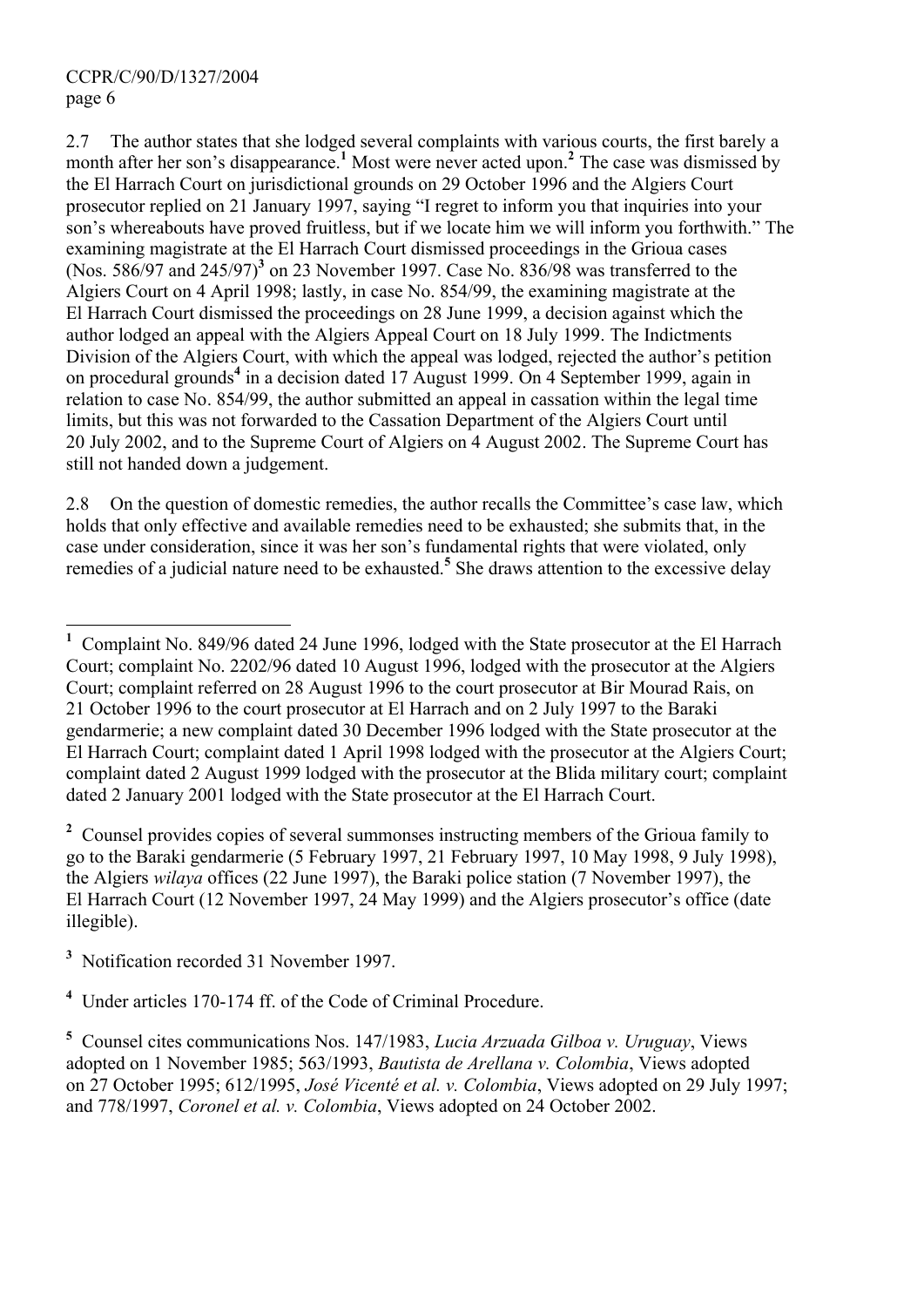2.7 The author states that she lodged several complaints with various courts, the first barely a month after her son's disappearance.[1] Most were never acted upon.[2] The case was dismissed by the El Harrach Court on jurisdictional grounds on 29 October 1996 and the Algiers Court prosecutor replied on 21 January 1997, saying "I regret to inform you that inquiries into your son's whereabouts have proved fruitless, but if we locate him we will inform you forthwith." The examining magistrate at the El Harrach Court dismissed proceedings in the Grioua cases (Nos. 586/97 and 245/97)[3] on 23 November 1997. Case No. 836/98 was transferred to the Algiers Court on 4 April 1998; lastly, in case No. 854/99, the examining magistrate at the El Harrach Court dismissed the proceedings on 28 June 1999, a decision against which the author lodged an appeal with the Algiers Appeal Court on 18 July 1999. The Indictments Division of the Algiers Court, with which the appeal was lodged, rejected the author's petition on procedural grounds[4] in a decision dated 17 August 1999. On 4 September 1999, again in relation to case No. 854/99, the author submitted an appeal in cassation within the legal time limits, but this was not forwarded to the Cassation Department of the Algiers Court until 20 July 2002, and to the Supreme Court of Algiers on 4 August 2002. The Supreme Court has still not handed down a judgement.

2.8 On the question of domestic remedies, the author recalls the Committee's case law, which holds that only effective and available remedies need to be exhausted; she submits that, in the case under consideration, since it was her son's fundamental rights that were violated, only remedies of a judicial nature need to be exhausted.[5] She draws attention to the excessive delay

---

[1] Complaint No. 849/96 dated 24 June 1996, lodged with the State prosecutor at the El Harrach Court; complaint No. 2202/96 dated 10 August 1996, lodged with the prosecutor at the Algiers Court; complaint referred on 28 August 1996 to the court prosecutor at Bir Mourad Rais, on 21 October 1996 to the court prosecutor at El Harrach and on 2 July 1997 to the Baraki gendarmerie; a new complaint dated 30 December 1996 lodged with the State prosecutor at the El Harrach Court; complaint dated 1 April 1998 lodged with the prosecutor at the Algiers Court; complaint dated 2 August 1999 lodged with the prosecutor at the Blida military court; complaint dated 2 January 2001 lodged with the State prosecutor at the El Harrach Court.

[2] Counsel provides copies of several summonses instructing members of the Grioua family to go to the Baraki gendarmerie (5 February 1997, 21 February 1997, 10 May 1998, 9 July 1998), the Algiers *wilaya* offices (22 June 1997), the Baraki police station (7 November 1997), the El Harrach Court (12 November 1997, 24 May 1999) and the Algiers prosecutor's office (date illegible).

[3] Notification recorded 31 November 1997.

[4] Under articles 170-174 ff. of the Code of Criminal Procedure.

[5] Counsel cites communications Nos. 147/1983, *Lucia Arzuada Gilboa v. Uruguay*, Views adopted on 1 November 1985; 563/1993, *Bautista de Arellana v. Colombia*, Views adopted on 27 October 1995; 612/1995, *José Vicenté et al. v. Colombia*, Views adopted on 29 July 1997; and 778/1997, *Coronel et al. v. Colombia*, Views adopted on 24 October 2002.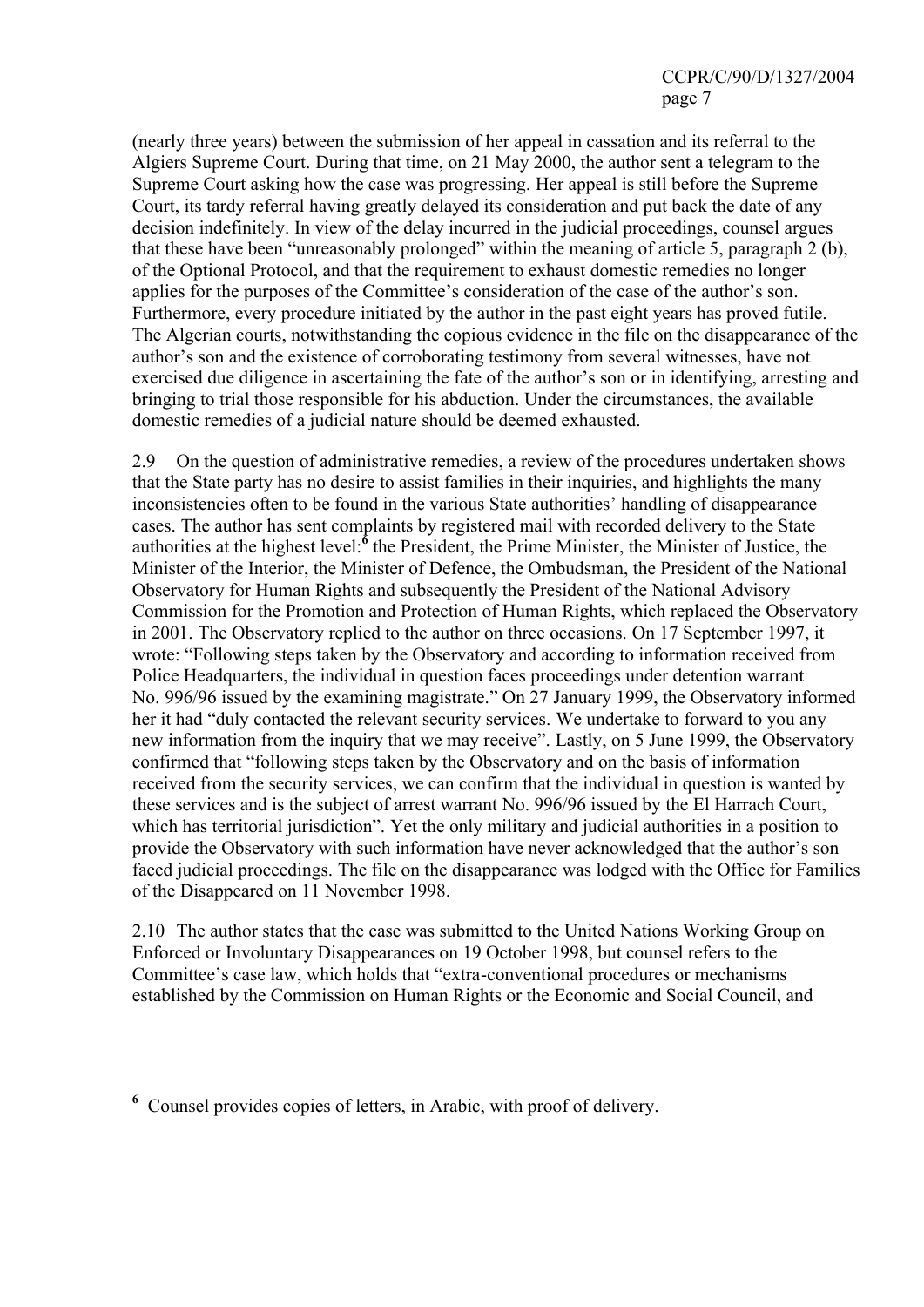(nearly three years) between the submission of her appeal in cassation and its referral to the Algiers Supreme Court. During that time, on 21 May 2000, the author sent a telegram to the Supreme Court asking how the case was progressing. Her appeal is still before the Supreme Court, its tardy referral having greatly delayed its consideration and put back the date of any decision indefinitely. In view of the delay incurred in the judicial proceedings, counsel argues that these have been "unreasonably prolonged" within the meaning of article 5, paragraph 2 (b), of the Optional Protocol, and that the requirement to exhaust domestic remedies no longer applies for the purposes of the Committee's consideration of the case of the author's son. Furthermore, every procedure initiated by the author in the past eight years has proved futile. The Algerian courts, notwithstanding the copious evidence in the file on the disappearance of the author's son and the existence of corroborating testimony from several witnesses, have not exercised due diligence in ascertaining the fate of the author's son or in identifying, arresting and bringing to trial those responsible for his abduction. Under the circumstances, the available domestic remedies of a judicial nature should be deemed exhausted.

2.9 On the question of administrative remedies, a review of the procedures undertaken shows that the State party has no desire to assist families in their inquiries, and highlights the many inconsistencies often to be found in the various State authorities' handling of disappearance cases. The author has sent complaints by registered mail with recorded delivery to the State authorities at the highest level:[6] the President, the Prime Minister, the Minister of Justice, the Minister of the Interior, the Minister of Defence, the Ombudsman, the President of the National Observatory for Human Rights and subsequently the President of the National Advisory Commission for the Promotion and Protection of Human Rights, which replaced the Observatory in 2001. The Observatory replied to the author on three occasions. On 17 September 1997, it wrote: "Following steps taken by the Observatory and according to information received from Police Headquarters, the individual in question faces proceedings under detention warrant No. 996/96 issued by the examining magistrate." On 27 January 1999, the Observatory informed her it had "duly contacted the relevant security services. We undertake to forward to you any new information from the inquiry that we may receive". Lastly, on 5 June 1999, the Observatory confirmed that "following steps taken by the Observatory and on the basis of information received from the security services, we can confirm that the individual in question is wanted by these services and is the subject of arrest warrant No. 996/96 issued by the El Harrach Court, which has territorial jurisdiction". Yet the only military and judicial authorities in a position to provide the Observatory with such information have never acknowledged that the author's son faced judicial proceedings. The file on the disappearance was lodged with the Office for Families of the Disappeared on 11 November 1998.

2.10 The author states that the case was submitted to the United Nations Working Group on Enforced or Involuntary Disappearances on 19 October 1998, but counsel refers to the Committee's case law, which holds that "extra-conventional procedures or mechanisms established by the Commission on Human Rights or the Economic and Social Council, and

---

[6] Counsel provides copies of letters, in Arabic, with proof of delivery.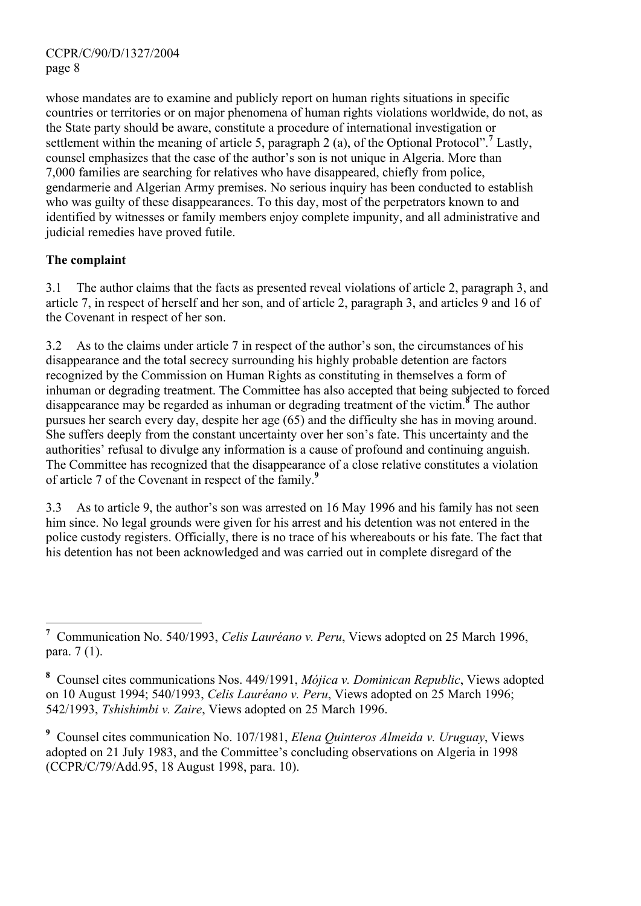whose mandates are to examine and publicly report on human rights situations in specific countries or territories or on major phenomena of human rights violations worldwide, do not, as the State party should be aware, constitute a procedure of international investigation or settlement within the meaning of article 5, paragraph 2 (a), of the Optional Protocol".[7] Lastly, counsel emphasizes that the case of the author's son is not unique in Algeria. More than 7,000 families are searching for relatives who have disappeared, chiefly from police, gendarmerie and Algerian Army premises. No serious inquiry has been conducted to establish who was guilty of these disappearances. To this day, most of the perpetrators known to and identified by witnesses or family members enjoy complete impunity, and all administrative and judicial remedies have proved futile.

**The complaint**

3.1 The author claims that the facts as presented reveal violations of article 2, paragraph 3, and article 7, in respect of herself and her son, and of article 2, paragraph 3, and articles 9 and 16 of the Covenant in respect of her son.

3.2 As to the claims under article 7 in respect of the author's son, the circumstances of his disappearance and the total secrecy surrounding his highly probable detention are factors recognized by the Commission on Human Rights as constituting in themselves a form of inhuman or degrading treatment. The Committee has also accepted that being subjected to forced disappearance may be regarded as inhuman or degrading treatment of the victim.[8] The author pursues her search every day, despite her age (65) and the difficulty she has in moving around. She suffers deeply from the constant uncertainty over her son's fate. This uncertainty and the authorities' refusal to divulge any information is a cause of profound and continuing anguish. The Committee has recognized that the disappearance of a close relative constitutes a violation of article 7 of the Covenant in respect of the family.[9]

3.3 As to article 9, the author's son was arrested on 16 May 1996 and his family has not seen him since. No legal grounds were given for his arrest and his detention was not entered in the police custody registers. Officially, there is no trace of his whereabouts or his fate. The fact that his detention has not been acknowledged and was carried out in complete disregard of the

---

[7] Communication No. 540/1993, *Celis Lauréano v. Peru*, Views adopted on 25 March 1996, para. 7 (1).

[8] Counsel cites communications Nos. 449/1991, *Mójica v. Dominican Republic*, Views adopted on 10 August 1994; 540/1993, *Celis Lauréano v. Peru*, Views adopted on 25 March 1996; 542/1993, *Tshishimbi v. Zaire*, Views adopted on 25 March 1996.

[9] Counsel cites communication No. 107/1981, *Elena Quinteros Almeida v. Uruguay*, Views adopted on 21 July 1983, and the Committee's concluding observations on Algeria in 1998 (CCPR/C/79/Add.95, 18 August 1998, para. 10).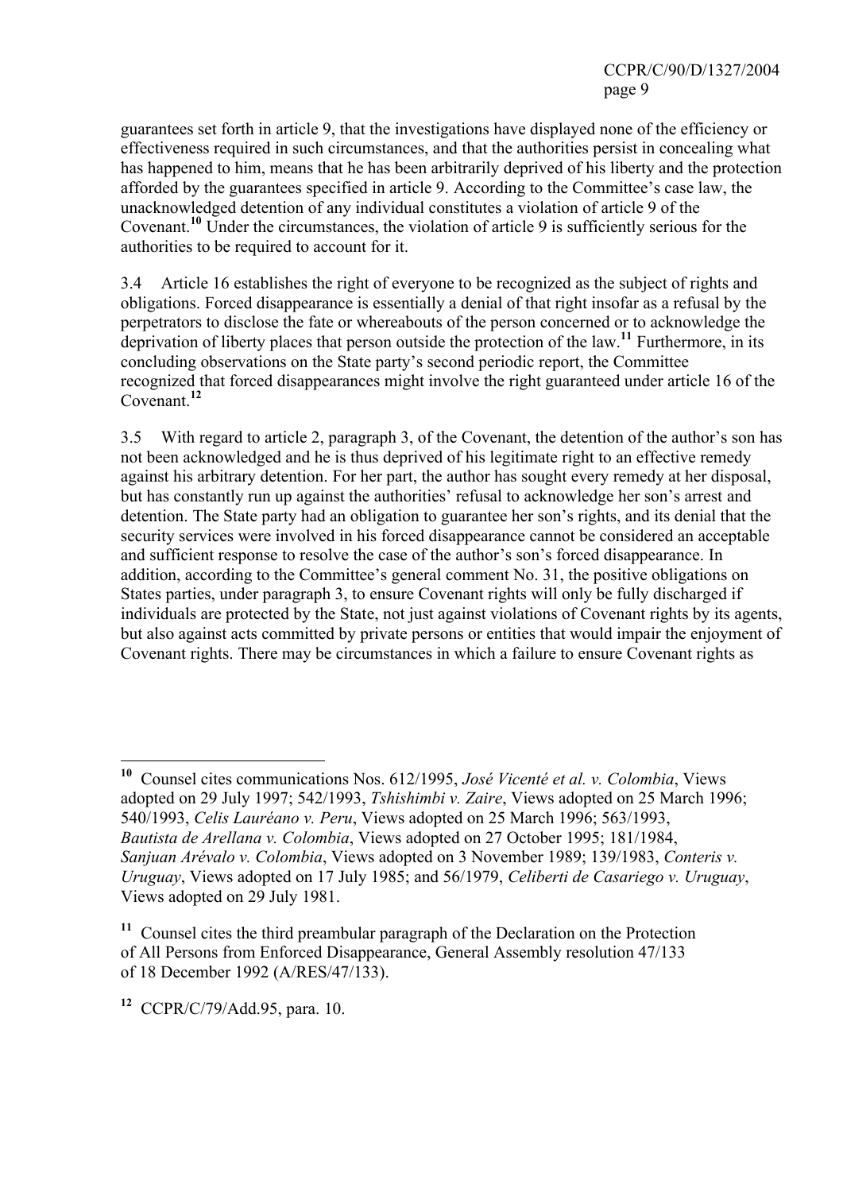guarantees set forth in article 9, that the investigations have displayed none of the efficiency or effectiveness required in such circumstances, and that the authorities persist in concealing what has happened to him, means that he has been arbitrarily deprived of his liberty and the protection afforded by the guarantees specified in article 9. According to the Committee's case law, the unacknowledged detention of any individual constitutes a violation of article 9 of the Covenant.[10] Under the circumstances, the violation of article 9 is sufficiently serious for the authorities to be required to account for it.

3.4 Article 16 establishes the right of everyone to be recognized as the subject of rights and obligations. Forced disappearance is essentially a denial of that right insofar as a refusal by the perpetrators to disclose the fate or whereabouts of the person concerned or to acknowledge the deprivation of liberty places that person outside the protection of the law.[11] Furthermore, in its concluding observations on the State party's second periodic report, the Committee recognized that forced disappearances might involve the right guaranteed under article 16 of the Covenant.[12]

3.5 With regard to article 2, paragraph 3, of the Covenant, the detention of the author's son has not been acknowledged and he is thus deprived of his legitimate right to an effective remedy against his arbitrary detention. For her part, the author has sought every remedy at her disposal, but has constantly run up against the authorities' refusal to acknowledge her son's arrest and detention. The State party had an obligation to guarantee her son's rights, and its denial that the security services were involved in his forced disappearance cannot be considered an acceptable and sufficient response to resolve the case of the author's son's forced disappearance. In addition, according to the Committee's general comment No. 31, the positive obligations on States parties, under paragraph 3, to ensure Covenant rights will only be fully discharged if individuals are protected by the State, not just against violations of Covenant rights by its agents, but also against acts committed by private persons or entities that would impair the enjoyment of Covenant rights. There may be circumstances in which a failure to ensure Covenant rights as

---

[10] Counsel cites communications Nos. 612/1995, *José Vicenté et al. v. Colombia*, Views adopted on 29 July 1997; 542/1993, *Tshishimbi v. Zaire*, Views adopted on 25 March 1996; 540/1993, *Celis Lauréano v. Peru*, Views adopted on 25 March 1996; 563/1993, *Bautista de Arellana v. Colombia*, Views adopted on 27 October 1995; 181/1984, *Sanjuan Arévalo v. Colombia*, Views adopted on 3 November 1989; 139/1983, *Conteris v. Uruguay*, Views adopted on 17 July 1985; and 56/1979, *Celiberti de Casariego v. Uruguay*, Views adopted on 29 July 1981.

[11] Counsel cites the third preambular paragraph of the Declaration on the Protection of All Persons from Enforced Disappearance, General Assembly resolution 47/133 of 18 December 1992 (A/RES/47/133).

[12] CCPR/C/79/Add.95, para. 10.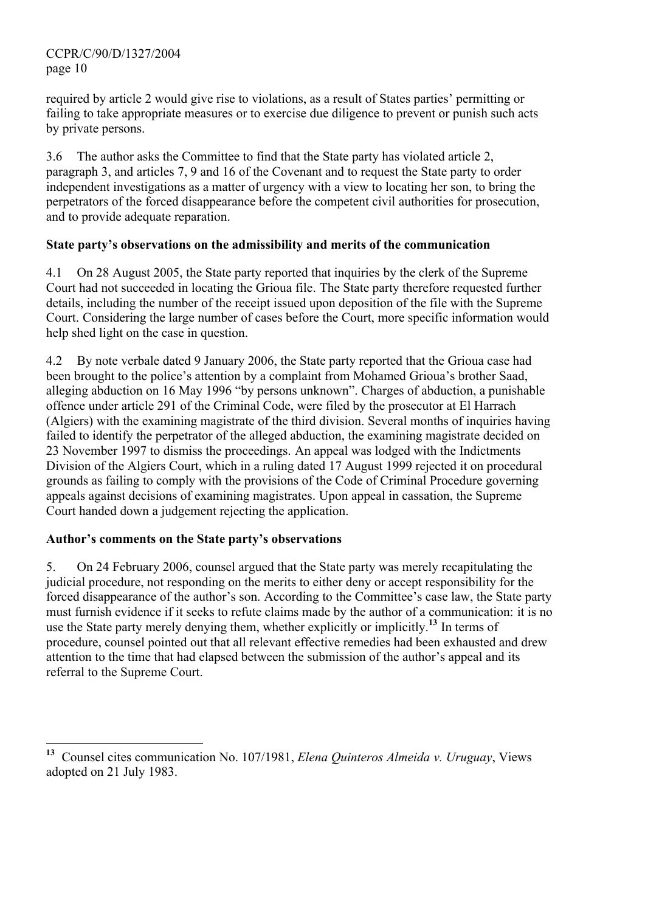required by article 2 would give rise to violations, as a result of States parties' permitting or failing to take appropriate measures or to exercise due diligence to prevent or punish such acts by private persons.

3.6 The author asks the Committee to find that the State party has violated article 2, paragraph 3, and articles 7, 9 and 16 of the Covenant and to request the State party to order independent investigations as a matter of urgency with a view to locating her son, to bring the perpetrators of the forced disappearance before the competent civil authorities for prosecution, and to provide adequate reparation.

**State party's observations on the admissibility and merits of the communication**

4.1 On 28 August 2005, the State party reported that inquiries by the clerk of the Supreme Court had not succeeded in locating the Grioua file. The State party therefore requested further details, including the number of the receipt issued upon deposition of the file with the Supreme Court. Considering the large number of cases before the Court, more specific information would help shed light on the case in question.

4.2 By note verbale dated 9 January 2006, the State party reported that the Grioua case had been brought to the police's attention by a complaint from Mohamed Grioua's brother Saad, alleging abduction on 16 May 1996 "by persons unknown". Charges of abduction, a punishable offence under article 291 of the Criminal Code, were filed by the prosecutor at El Harrach (Algiers) with the examining magistrate of the third division. Several months of inquiries having failed to identify the perpetrator of the alleged abduction, the examining magistrate decided on 23 November 1997 to dismiss the proceedings. An appeal was lodged with the Indictments Division of the Algiers Court, which in a ruling dated 17 August 1999 rejected it on procedural grounds as failing to comply with the provisions of the Code of Criminal Procedure governing appeals against decisions of examining magistrates. Upon appeal in cassation, the Supreme Court handed down a judgement rejecting the application.

**Author's comments on the State party's observations**

5. On 24 February 2006, counsel argued that the State party was merely recapitulating the judicial procedure, not responding on the merits to either deny or accept responsibility for the forced disappearance of the author's son. According to the Committee's case law, the State party must furnish evidence if it seeks to refute claims made by the author of a communication: it is no use the State party merely denying them, whether explicitly or implicitly.[13] In terms of procedure, counsel pointed out that all relevant effective remedies had been exhausted and drew attention to the time that had elapsed between the submission of the author's appeal and its referral to the Supreme Court.

---

[13] Counsel cites communication No. 107/1981, *Elena Quinteros Almeida v. Uruguay*, Views adopted on 21 July 1983.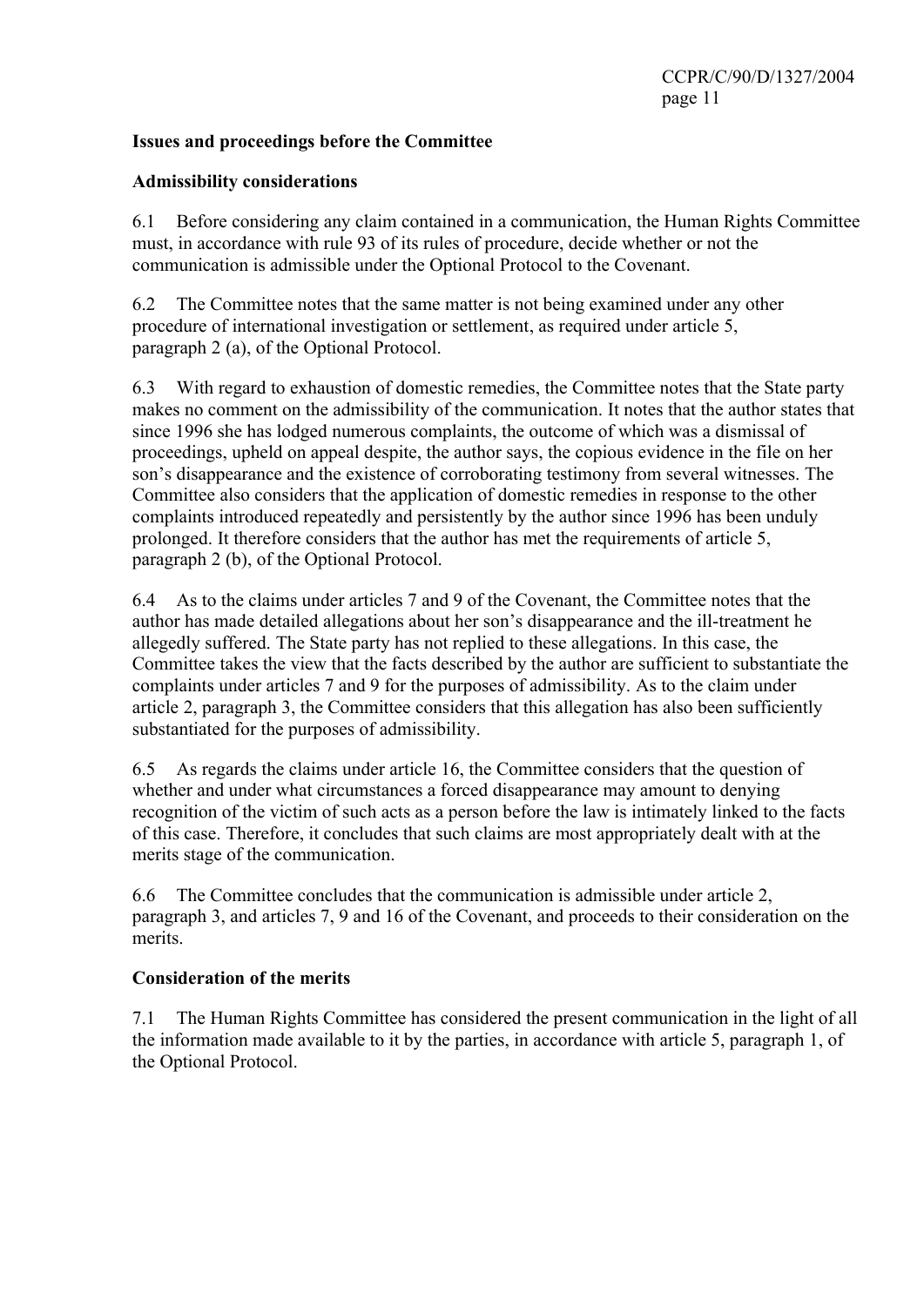**Issues and proceedings before the Committee**

**Admissibility considerations**

6.1 Before considering any claim contained in a communication, the Human Rights Committee must, in accordance with rule 93 of its rules of procedure, decide whether or not the communication is admissible under the Optional Protocol to the Covenant.

6.2 The Committee notes that the same matter is not being examined under any other procedure of international investigation or settlement, as required under article 5, paragraph 2 (a), of the Optional Protocol.

6.3 With regard to exhaustion of domestic remedies, the Committee notes that the State party makes no comment on the admissibility of the communication. It notes that the author states that since 1996 she has lodged numerous complaints, the outcome of which was a dismissal of proceedings, upheld on appeal despite, the author says, the copious evidence in the file on her son's disappearance and the existence of corroborating testimony from several witnesses. The Committee also considers that the application of domestic remedies in response to the other complaints introduced repeatedly and persistently by the author since 1996 has been unduly prolonged. It therefore considers that the author has met the requirements of article 5, paragraph 2 (b), of the Optional Protocol.

6.4 As to the claims under articles 7 and 9 of the Covenant, the Committee notes that the author has made detailed allegations about her son's disappearance and the ill-treatment he allegedly suffered. The State party has not replied to these allegations. In this case, the Committee takes the view that the facts described by the author are sufficient to substantiate the complaints under articles 7 and 9 for the purposes of admissibility. As to the claim under article 2, paragraph 3, the Committee considers that this allegation has also been sufficiently substantiated for the purposes of admissibility.

6.5 As regards the claims under article 16, the Committee considers that the question of whether and under what circumstances a forced disappearance may amount to denying recognition of the victim of such acts as a person before the law is intimately linked to the facts of this case. Therefore, it concludes that such claims are most appropriately dealt with at the merits stage of the communication.

6.6 The Committee concludes that the communication is admissible under article 2, paragraph 3, and articles 7, 9 and 16 of the Covenant, and proceeds to their consideration on the merits.

**Consideration of the merits**

7.1 The Human Rights Committee has considered the present communication in the light of all the information made available to it by the parties, in accordance with article 5, paragraph 1, of the Optional Protocol.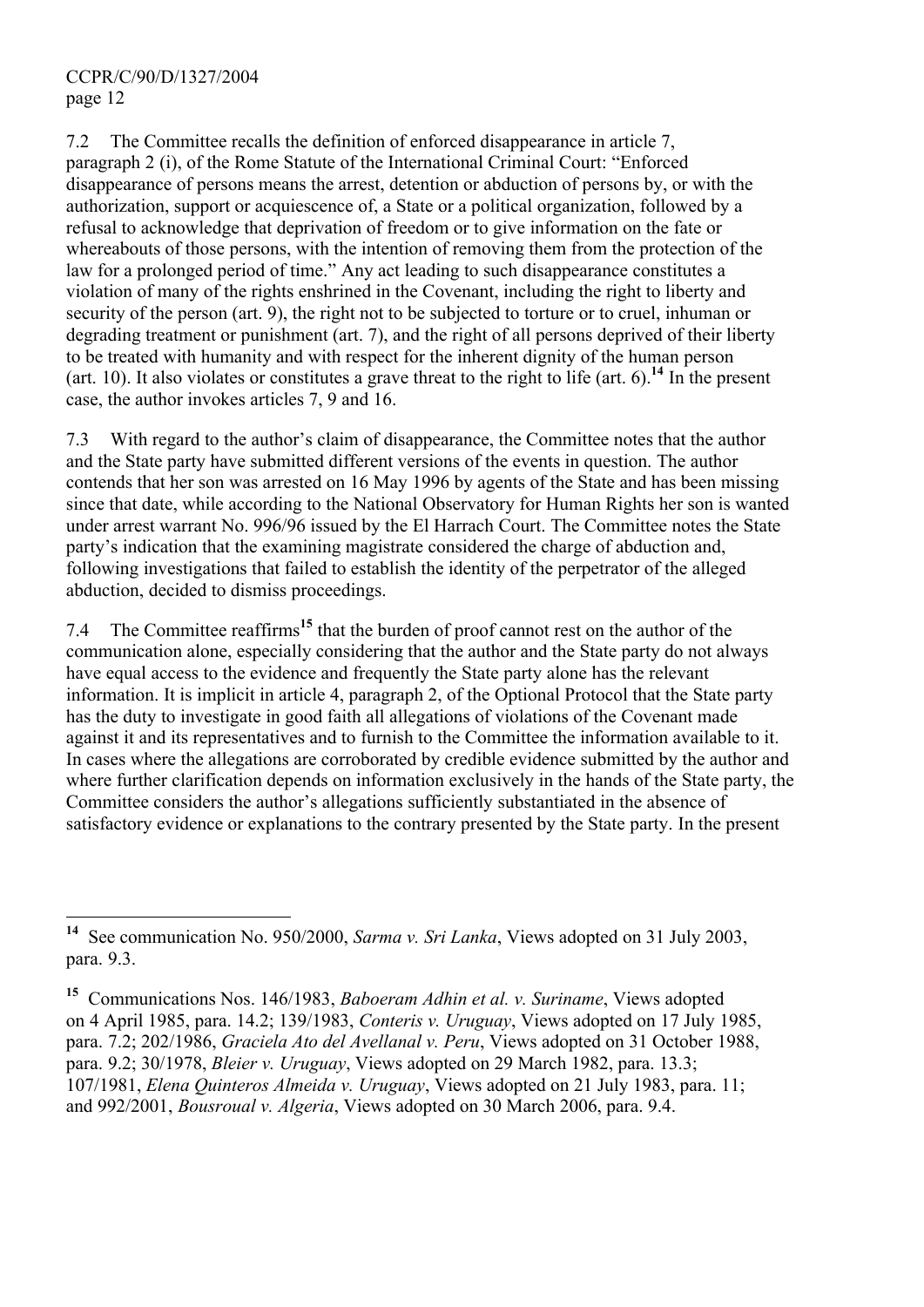7.2 The Committee recalls the definition of enforced disappearance in article 7, paragraph 2 (i), of the Rome Statute of the International Criminal Court: "Enforced disappearance of persons means the arrest, detention or abduction of persons by, or with the authorization, support or acquiescence of, a State or a political organization, followed by a refusal to acknowledge that deprivation of freedom or to give information on the fate or whereabouts of those persons, with the intention of removing them from the protection of the law for a prolonged period of time." Any act leading to such disappearance constitutes a violation of many of the rights enshrined in the Covenant, including the right to liberty and security of the person (art. 9), the right not to be subjected to torture or to cruel, inhuman or degrading treatment or punishment (art. 7), and the right of all persons deprived of their liberty to be treated with humanity and with respect for the inherent dignity of the human person (art. 10). It also violates or constitutes a grave threat to the right to life (art. 6).[14] In the present case, the author invokes articles 7, 9 and 16.

7.3 With regard to the author's claim of disappearance, the Committee notes that the author and the State party have submitted different versions of the events in question. The author contends that her son was arrested on 16 May 1996 by agents of the State and has been missing since that date, while according to the National Observatory for Human Rights her son is wanted under arrest warrant No. 996/96 issued by the El Harrach Court. The Committee notes the State party's indication that the examining magistrate considered the charge of abduction and, following investigations that failed to establish the identity of the perpetrator of the alleged abduction, decided to dismiss proceedings.

7.4 The Committee reaffirms[15] that the burden of proof cannot rest on the author of the communication alone, especially considering that the author and the State party do not always have equal access to the evidence and frequently the State party alone has the relevant information. It is implicit in article 4, paragraph 2, of the Optional Protocol that the State party has the duty to investigate in good faith all allegations of violations of the Covenant made against it and its representatives and to furnish to the Committee the information available to it. In cases where the allegations are corroborated by credible evidence submitted by the author and where further clarification depends on information exclusively in the hands of the State party, the Committee considers the author's allegations sufficiently substantiated in the absence of satisfactory evidence or explanations to the contrary presented by the State party. In the present

---

[14] See communication No. 950/2000, *Sarma v. Sri Lanka*, Views adopted on 31 July 2003, para. 9.3.

[15] Communications Nos. 146/1983, *Baboeram Adhin et al. v. Suriname*, Views adopted on 4 April 1985, para. 14.2; 139/1983, *Conteris v. Uruguay*, Views adopted on 17 July 1985, para. 7.2; 202/1986, *Graciela Ato del Avellanal v. Peru*, Views adopted on 31 October 1988, para. 9.2; 30/1978, *Bleier v. Uruguay*, Views adopted on 29 March 1982, para. 13.3; 107/1981, *Elena Quinteros Almeida v. Uruguay*, Views adopted on 21 July 1983, para. 11; and 992/2001, *Bousroual v. Algeria*, Views adopted on 30 March 2006, para. 9.4.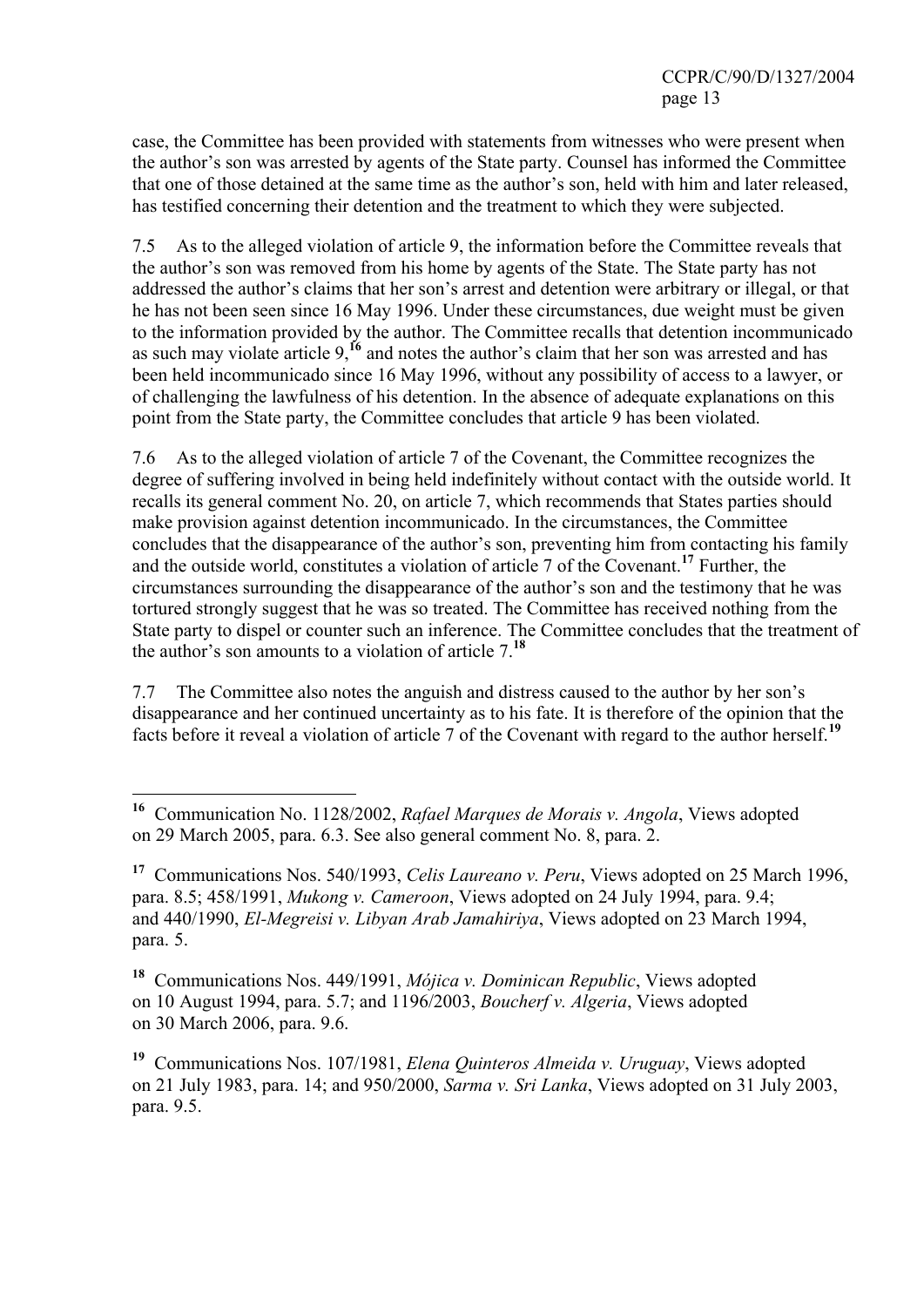case, the Committee has been provided with statements from witnesses who were present when the author's son was arrested by agents of the State party. Counsel has informed the Committee that one of those detained at the same time as the author's son, held with him and later released, has testified concerning their detention and the treatment to which they were subjected.

7.5 As to the alleged violation of article 9, the information before the Committee reveals that the author's son was removed from his home by agents of the State. The State party has not addressed the author's claims that her son's arrest and detention were arbitrary or illegal, or that he has not been seen since 16 May 1996. Under these circumstances, due weight must be given to the information provided by the author. The Committee recalls that detention incommunicado as such may violate article 9,[16] and notes the author's claim that her son was arrested and has been held incommunicado since 16 May 1996, without any possibility of access to a lawyer, or of challenging the lawfulness of his detention. In the absence of adequate explanations on this point from the State party, the Committee concludes that article 9 has been violated.

7.6 As to the alleged violation of article 7 of the Covenant, the Committee recognizes the degree of suffering involved in being held indefinitely without contact with the outside world. It recalls its general comment No. 20, on article 7, which recommends that States parties should make provision against detention incommunicado. In the circumstances, the Committee concludes that the disappearance of the author's son, preventing him from contacting his family and the outside world, constitutes a violation of article 7 of the Covenant.[17] Further, the circumstances surrounding the disappearance of the author's son and the testimony that he was tortured strongly suggest that he was so treated. The Committee has received nothing from the State party to dispel or counter such an inference. The Committee concludes that the treatment of the author's son amounts to a violation of article 7.[18]

7.7 The Committee also notes the anguish and distress caused to the author by her son's disappearance and her continued uncertainty as to his fate. It is therefore of the opinion that the facts before it reveal a violation of article 7 of the Covenant with regard to the author herself.[19]

---

[16] Communication No. 1128/2002, *Rafael Marques de Morais v. Angola*, Views adopted on 29 March 2005, para. 6.3. See also general comment No. 8, para. 2.

[17] Communications Nos. 540/1993, *Celis Laureano v. Peru*, Views adopted on 25 March 1996, para. 8.5; 458/1991, *Mukong v. Cameroon*, Views adopted on 24 July 1994, para. 9.4; and 440/1990, *El-Megreisi v. Libyan Arab Jamahiriya*, Views adopted on 23 March 1994, para. 5.

[18] Communications Nos. 449/1991, *Mójica v. Dominican Republic*, Views adopted on 10 August 1994, para. 5.7; and 1196/2003, *Boucherf v. Algeria*, Views adopted on 30 March 2006, para. 9.6.

[19] Communications Nos. 107/1981, *Elena Quinteros Almeida v. Uruguay*, Views adopted on 21 July 1983, para. 14; and 950/2000, *Sarma v. Sri Lanka*, Views adopted on 31 July 2003, para. 9.5.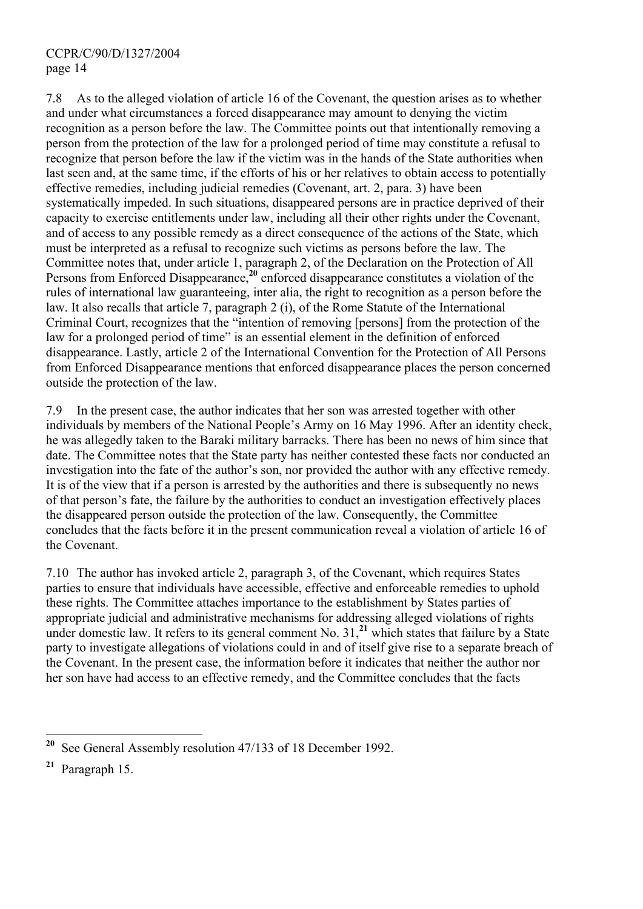7.8 As to the alleged violation of article 16 of the Covenant, the question arises as to whether and under what circumstances a forced disappearance may amount to denying the victim recognition as a person before the law. The Committee points out that intentionally removing a person from the protection of the law for a prolonged period of time may constitute a refusal to recognize that person before the law if the victim was in the hands of the State authorities when last seen and, at the same time, if the efforts of his or her relatives to obtain access to potentially effective remedies, including judicial remedies (Covenant, art. 2, para. 3) have been systematically impeded. In such situations, disappeared persons are in practice deprived of their capacity to exercise entitlements under law, including all their other rights under the Covenant, and of access to any possible remedy as a direct consequence of the actions of the State, which must be interpreted as a refusal to recognize such victims as persons before the law. The Committee notes that, under article 1, paragraph 2, of the Declaration on the Protection of All Persons from Enforced Disappearance,[20] enforced disappearance constitutes a violation of the rules of international law guaranteeing, inter alia, the right to recognition as a person before the law. It also recalls that article 7, paragraph 2 (i), of the Rome Statute of the International Criminal Court, recognizes that the "intention of removing [persons] from the protection of the law for a prolonged period of time" is an essential element in the definition of enforced disappearance. Lastly, article 2 of the International Convention for the Protection of All Persons from Enforced Disappearance mentions that enforced disappearance places the person concerned outside the protection of the law.

7.9 In the present case, the author indicates that her son was arrested together with other individuals by members of the National People's Army on 16 May 1996. After an identity check, he was allegedly taken to the Baraki military barracks. There has been no news of him since that date. The Committee notes that the State party has neither contested these facts nor conducted an investigation into the fate of the author's son, nor provided the author with any effective remedy. It is of the view that if a person is arrested by the authorities and there is subsequently no news of that person's fate, the failure by the authorities to conduct an investigation effectively places the disappeared person outside the protection of the law. Consequently, the Committee concludes that the facts before it in the present communication reveal a violation of article 16 of the Covenant.

7.10 The author has invoked article 2, paragraph 3, of the Covenant, which requires States parties to ensure that individuals have accessible, effective and enforceable remedies to uphold these rights. The Committee attaches importance to the establishment by States parties of appropriate judicial and administrative mechanisms for addressing alleged violations of rights under domestic law. It refers to its general comment No. 31,[21] which states that failure by a State party to investigate allegations of violations could in and of itself give rise to a separate breach of the Covenant. In the present case, the information before it indicates that neither the author nor her son have had access to an effective remedy, and the Committee concludes that the facts

---

[20] See General Assembly resolution 47/133 of 18 December 1992.

[21] Paragraph 15.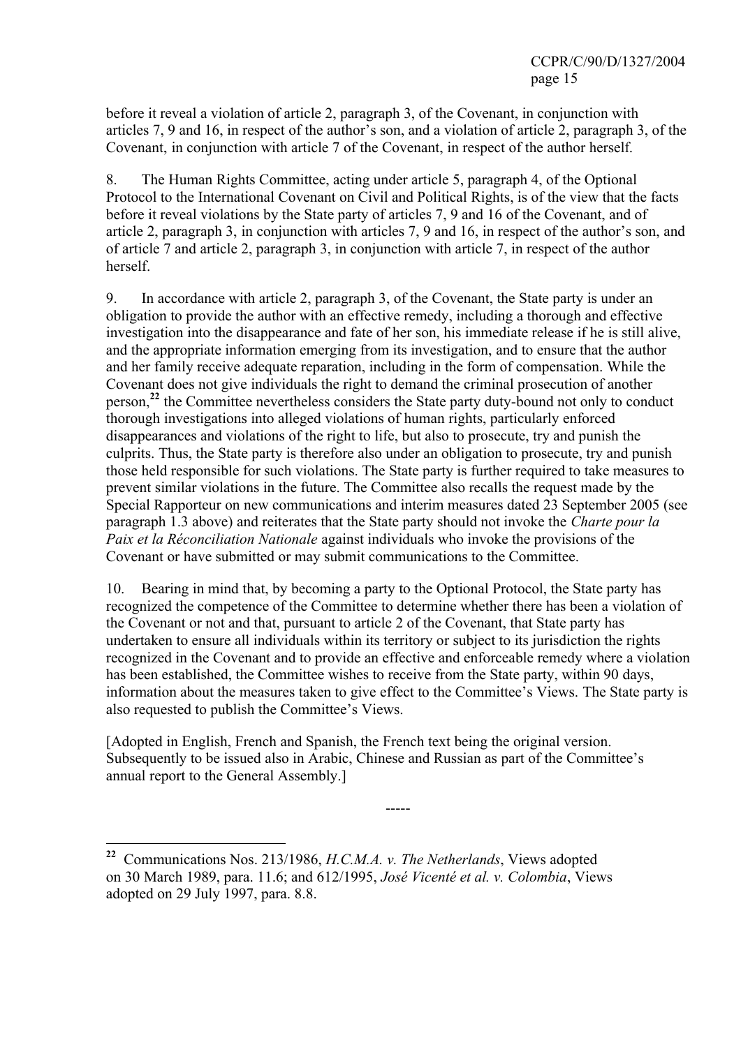before it reveal a violation of article 2, paragraph 3, of the Covenant, in conjunction with articles 7, 9 and 16, in respect of the author's son, and a violation of article 2, paragraph 3, of the Covenant, in conjunction with article 7 of the Covenant, in respect of the author herself.

8. The Human Rights Committee, acting under article 5, paragraph 4, of the Optional Protocol to the International Covenant on Civil and Political Rights, is of the view that the facts before it reveal violations by the State party of articles 7, 9 and 16 of the Covenant, and of article 2, paragraph 3, in conjunction with articles 7, 9 and 16, in respect of the author's son, and of article 7 and article 2, paragraph 3, in conjunction with article 7, in respect of the author herself.

9. In accordance with article 2, paragraph 3, of the Covenant, the State party is under an obligation to provide the author with an effective remedy, including a thorough and effective investigation into the disappearance and fate of her son, his immediate release if he is still alive, and the appropriate information emerging from its investigation, and to ensure that the author and her family receive adequate reparation, including in the form of compensation. While the Covenant does not give individuals the right to demand the criminal prosecution of another person,[22] the Committee nevertheless considers the State party duty-bound not only to conduct thorough investigations into alleged violations of human rights, particularly enforced disappearances and violations of the right to life, but also to prosecute, try and punish the culprits. Thus, the State party is therefore also under an obligation to prosecute, try and punish those held responsible for such violations. The State party is further required to take measures to prevent similar violations in the future. The Committee also recalls the request made by the Special Rapporteur on new communications and interim measures dated 23 September 2005 (see paragraph 1.3 above) and reiterates that the State party should not invoke the *Charte pour la Paix et la Réconciliation Nationale* against individuals who invoke the provisions of the Covenant or have submitted or may submit communications to the Committee.

10. Bearing in mind that, by becoming a party to the Optional Protocol, the State party has recognized the competence of the Committee to determine whether there has been a violation of the Covenant or not and that, pursuant to article 2 of the Covenant, that State party has undertaken to ensure all individuals within its territory or subject to its jurisdiction the rights recognized in the Covenant and to provide an effective and enforceable remedy where a violation has been established, the Committee wishes to receive from the State party, within 90 days, information about the measures taken to give effect to the Committee's Views. The State party is also requested to publish the Committee's Views.

[Adopted in English, French and Spanish, the French text being the original version. Subsequently to be issued also in Arabic, Chinese and Russian as part of the Committee's annual report to the General Assembly.]

-----

[22] Communications Nos. 213/1986, *H.C.M.A. v. The Netherlands*, Views adopted on 30 March 1989, para. 11.6; and 612/1995, *José Vicenté et al. v. Colombia*, Views adopted on 29 July 1997, para. 8.8.